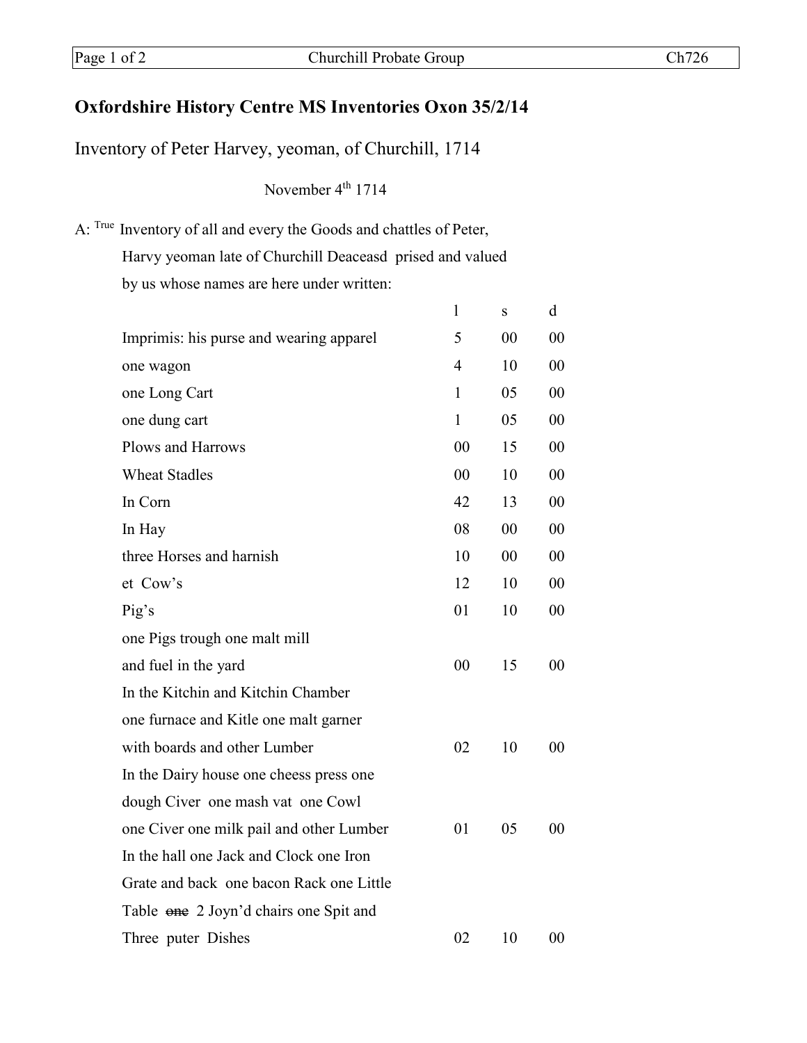## Oxfordshire History Centre MS Inventories Oxon 35/2/14

Inventory of Peter Harvey, yeoman, of Churchill, 1714

November 4th 1714

A: [True] Inventory of all and every the Goods and chattles of Peter, Harvy yeoman late of Churchill Deaceasd prised and valued by us whose names are here under written:

| | l | s | d |
|---|---|---|---|
| Imprimis: his purse and wearing apparel | 5 | 00 | 00 |
| one wagon | 4 | 10 | 00 |
| one Long Cart | 1 | 05 | 00 |
| one dung cart | 1 | 05 | 00 |
| Plows and Harrows | 00 | 15 | 00 |
| Wheat Stadles | 00 | 10 | 00 |
| In Corn | 42 | 13 | 00 |
| In Hay | 08 | 00 | 00 |
| three Horses and harnish | 10 | 00 | 00 |
| et Cow's | 12 | 10 | 00 |
| Pig's | 01 | 10 | 00 |
| one Pigs trough one malt mill and fuel in the yard | 00 | 15 | 00 |
| In the Kitchin and Kitchin Chamber one furnace and Kitle one malt garner with boards and other Lumber | 02 | 10 | 00 |
| In the Dairy house one cheess press one dough Civer one mash vat one Cowl one Civer one milk pail and other Lumber | 01 | 05 | 00 |
| In the hall one Jack and Clock one Iron Grate and back one bacon Rack one Little Table ~~one~~ 2 Joyn'd chairs one Spit and Three puter Dishes | 02 | 10 | 00 |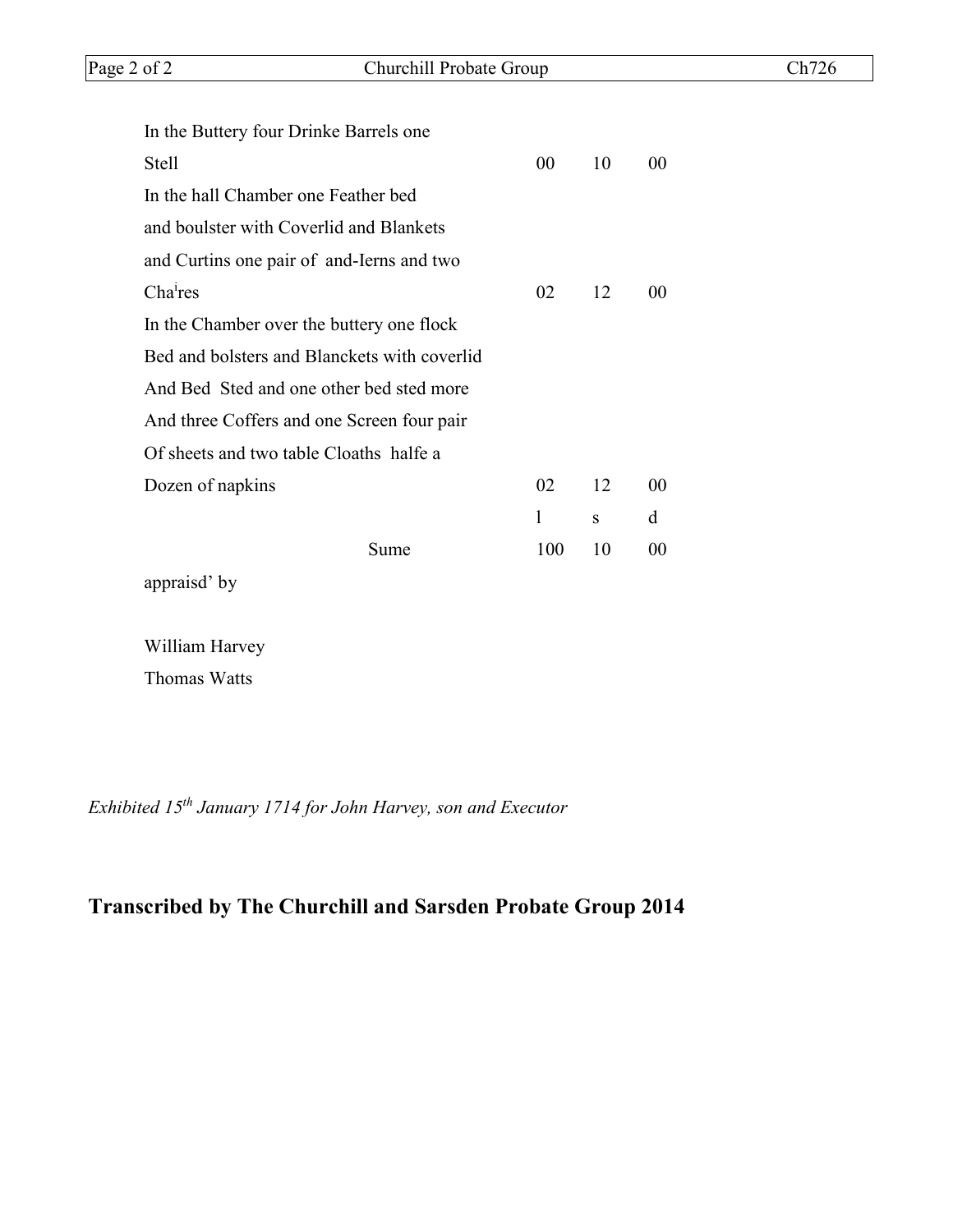| | | | |
|---|---|---|---|
| In the Buttery four Drinke Barrels one | | | |
| Stell | 00 | 10 | 00 |
| In the hall Chamber one Feather bed | | | |
| and boulster with Coverlid and Blankets | | | |
| and Curtins one pair of and-Ierns and two | | | |
| Cha[i]res | 02 | 12 | 00 |
| In the Chamber over the buttery one flock | | | |
| Bed and bolsters and Blanckets with coverlid | | | |
| And Bed Sted and one other bed sted more | | | |
| And three Coffers and one Screen four pair | | | |
| Of sheets and two table Cloaths halfe a | | | |
| Dozen of napkins | 02 | 12 | 00 |
| | l | s | d |
| Sume | 100 | 10 | 00 |

appraisd' by

William Harvey
Thomas Watts

*Exhibited 15th January 1714 for John Harvey, son and Executor*

**Transcribed by The Churchill and Sarsden Probate Group 2014**